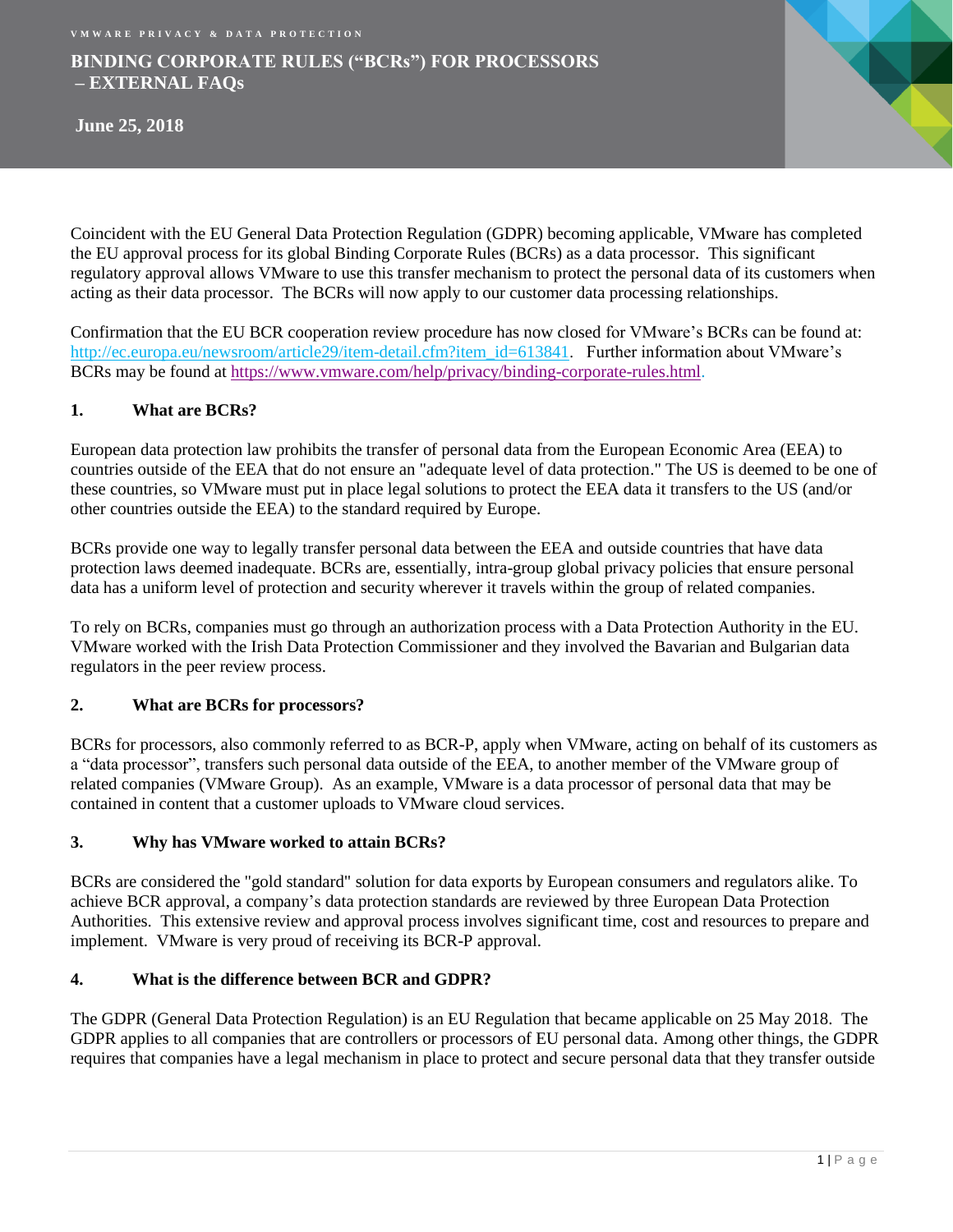VMWARE PRIVACY & DATA PROTECTION

# BINDING CORPORATE RULES ("BCRs") FOR PROCESSORS – EXTERNAL FAQs

**June 25, 2018**

Coincident with the EU General Data Protection Regulation (GDPR) becoming applicable, VMware has completed the EU approval process for its global Binding Corporate Rules (BCRs) as a data processor. This significant regulatory approval allows VMware to use this transfer mechanism to protect the personal data of its customers when acting as their data processor. The BCRs will now apply to our customer data processing relationships.

Confirmation that the EU BCR cooperation review procedure has now closed for VMware's BCRs can be found at: http://ec.europa.eu/newsroom/article29/item-detail.cfm?item_id=613841. Further information about VMware's BCRs may be found at https://www.vmware.com/help/privacy/binding-corporate-rules.html.

## 1. What are BCRs?

European data protection law prohibits the transfer of personal data from the European Economic Area (EEA) to countries outside of the EEA that do not ensure an "adequate level of data protection." The US is deemed to be one of these countries, so VMware must put in place legal solutions to protect the EEA data it transfers to the US (and/or other countries outside the EEA) to the standard required by Europe.

BCRs provide one way to legally transfer personal data between the EEA and outside countries that have data protection laws deemed inadequate. BCRs are, essentially, intra-group global privacy policies that ensure personal data has a uniform level of protection and security wherever it travels within the group of related companies.

To rely on BCRs, companies must go through an authorization process with a Data Protection Authority in the EU. VMware worked with the Irish Data Protection Commissioner and they involved the Bavarian and Bulgarian data regulators in the peer review process.

## 2. What are BCRs for processors?

BCRs for processors, also commonly referred to as BCR-P, apply when VMware, acting on behalf of its customers as a "data processor", transfers such personal data outside of the EEA, to another member of the VMware group of related companies (VMware Group). As an example, VMware is a data processor of personal data that may be contained in content that a customer uploads to VMware cloud services.

## 3. Why has VMware worked to attain BCRs?

BCRs are considered the "gold standard" solution for data exports by European consumers and regulators alike. To achieve BCR approval, a company's data protection standards are reviewed by three European Data Protection Authorities. This extensive review and approval process involves significant time, cost and resources to prepare and implement. VMware is very proud of receiving its BCR-P approval.

## 4. What is the difference between BCR and GDPR?

The GDPR (General Data Protection Regulation) is an EU Regulation that became applicable on 25 May 2018. The GDPR applies to all companies that are controllers or processors of EU personal data. Among other things, the GDPR requires that companies have a legal mechanism in place to protect and secure personal data that they transfer outside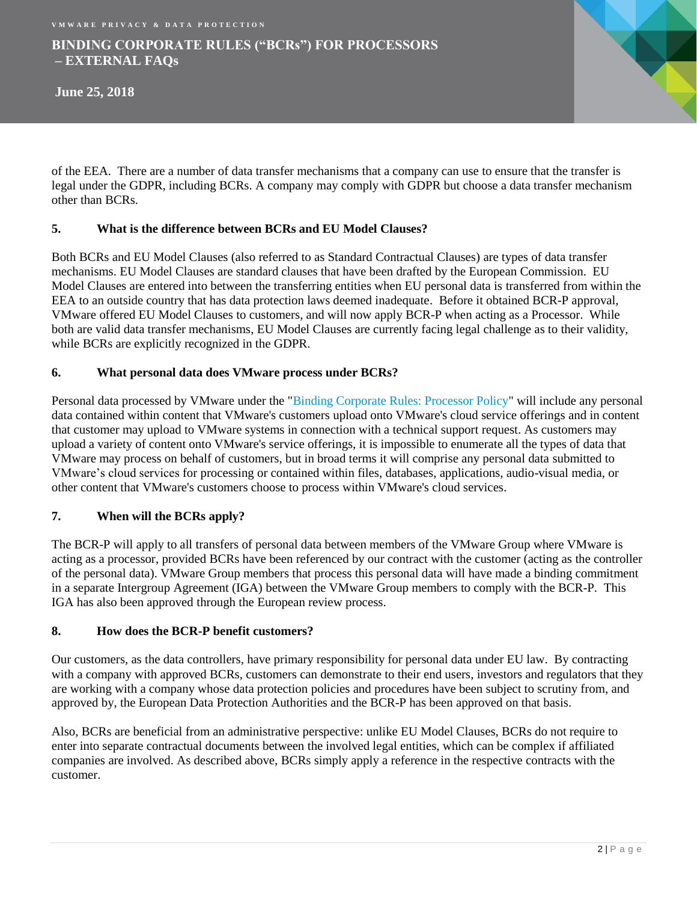of the EEA. There are a number of data transfer mechanisms that a company can use to ensure that the transfer is legal under the GDPR, including BCRs. A company may comply with GDPR but choose a data transfer mechanism other than BCRs.

### 5. What is the difference between BCRs and EU Model Clauses?

Both BCRs and EU Model Clauses (also referred to as Standard Contractual Clauses) are types of data transfer mechanisms. EU Model Clauses are standard clauses that have been drafted by the European Commission. EU Model Clauses are entered into between the transferring entities when EU personal data is transferred from within the EEA to an outside country that has data protection laws deemed inadequate. Before it obtained BCR-P approval, VMware offered EU Model Clauses to customers, and will now apply BCR-P when acting as a Processor. While both are valid data transfer mechanisms, EU Model Clauses are currently facing legal challenge as to their validity, while BCRs are explicitly recognized in the GDPR.

### 6. What personal data does VMware process under BCRs?

Personal data processed by VMware under the "Binding Corporate Rules: Processor Policy" will include any personal data contained within content that VMware's customers upload onto VMware's cloud service offerings and in content that customer may upload to VMware systems in connection with a technical support request. As customers may upload a variety of content onto VMware's service offerings, it is impossible to enumerate all the types of data that VMware may process on behalf of customers, but in broad terms it will comprise any personal data submitted to VMware's cloud services for processing or contained within files, databases, applications, audio-visual media, or other content that VMware's customers choose to process within VMware's cloud services.

### 7. When will the BCRs apply?

The BCR-P will apply to all transfers of personal data between members of the VMware Group where VMware is acting as a processor, provided BCRs have been referenced by our contract with the customer (acting as the controller of the personal data). VMware Group members that process this personal data will have made a binding commitment in a separate Intergroup Agreement (IGA) between the VMware Group members to comply with the BCR-P. This IGA has also been approved through the European review process.

### 8. How does the BCR-P benefit customers?

Our customers, as the data controllers, have primary responsibility for personal data under EU law. By contracting with a company with approved BCRs, customers can demonstrate to their end users, investors and regulators that they are working with a company whose data protection policies and procedures have been subject to scrutiny from, and approved by, the European Data Protection Authorities and the BCR-P has been approved on that basis.

Also, BCRs are beneficial from an administrative perspective: unlike EU Model Clauses, BCRs do not require to enter into separate contractual documents between the involved legal entities, which can be complex if affiliated companies are involved. As described above, BCRs simply apply a reference in the respective contracts with the customer.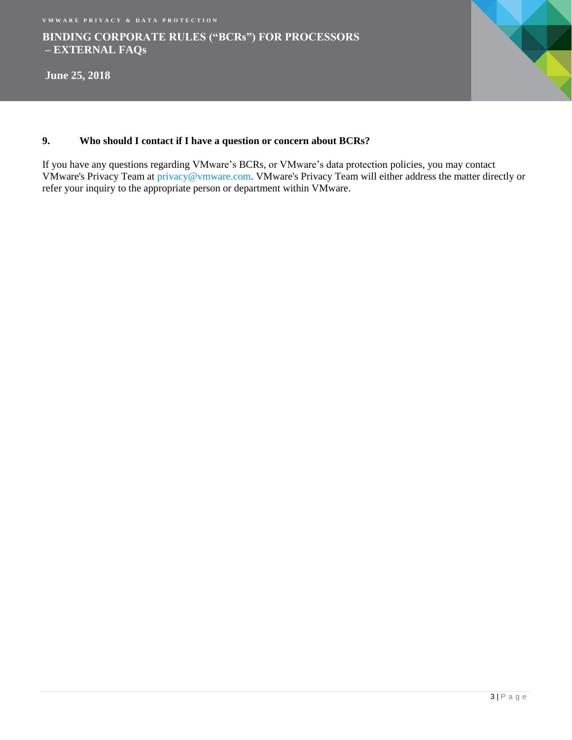### 9. Who should I contact if I have a question or concern about BCRs?

If you have any questions regarding VMware's BCRs, or VMware's data protection policies, you may contact VMware's Privacy Team at privacy@vmware.com. VMware's Privacy Team will either address the matter directly or refer your inquiry to the appropriate person or department within VMware.